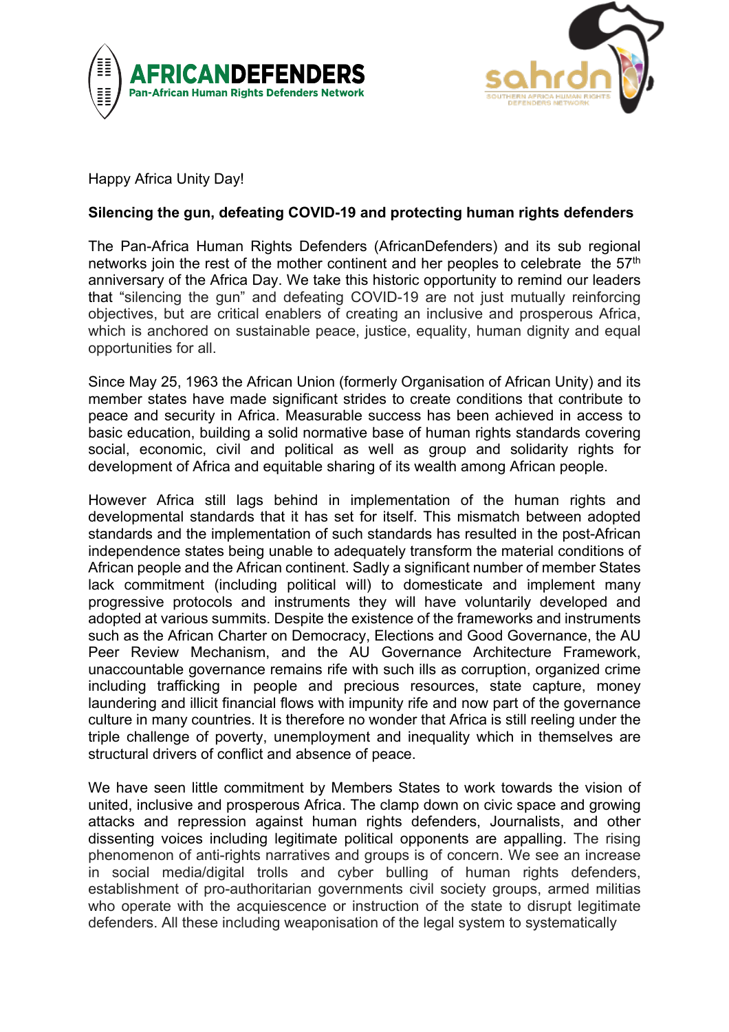AFRICANDEFENDERS
Pan-African Human Rights Defenders Network

sahrdn
SOUTHERN AFRICA HUMAN RIGHTS DEFENDERS NETWORK

Happy Africa Unity Day!

**Silencing the gun, defeating COVID-19 and protecting human rights defenders**

The Pan-Africa Human Rights Defenders (AfricanDefenders) and its sub regional networks join the rest of the mother continent and her peoples to celebrate the 57th anniversary of the Africa Day. We take this historic opportunity to remind our leaders that "silencing the gun" and defeating COVID-19 are not just mutually reinforcing objectives, but are critical enablers of creating an inclusive and prosperous Africa, which is anchored on sustainable peace, justice, equality, human dignity and equal opportunities for all.

Since May 25, 1963 the African Union (formerly Organisation of African Unity) and its member states have made significant strides to create conditions that contribute to peace and security in Africa. Measurable success has been achieved in access to basic education, building a solid normative base of human rights standards covering social, economic, civil and political as well as group and solidarity rights for development of Africa and equitable sharing of its wealth among African people.

However Africa still lags behind in implementation of the human rights and developmental standards that it has set for itself. This mismatch between adopted standards and the implementation of such standards has resulted in the post-African independence states being unable to adequately transform the material conditions of African people and the African continent. Sadly a significant number of member States lack commitment (including political will) to domesticate and implement many progressive protocols and instruments they will have voluntarily developed and adopted at various summits. Despite the existence of the frameworks and instruments such as the African Charter on Democracy, Elections and Good Governance, the AU Peer Review Mechanism, and the AU Governance Architecture Framework, unaccountable governance remains rife with such ills as corruption, organized crime including trafficking in people and precious resources, state capture, money laundering and illicit financial flows with impunity rife and now part of the governance culture in many countries. It is therefore no wonder that Africa is still reeling under the triple challenge of poverty, unemployment and inequality which in themselves are structural drivers of conflict and absence of peace.

We have seen little commitment by Members States to work towards the vision of united, inclusive and prosperous Africa. The clamp down on civic space and growing attacks and repression against human rights defenders, Journalists, and other dissenting voices including legitimate political opponents are appalling. The rising phenomenon of anti-rights narratives and groups is of concern. We see an increase in social media/digital trolls and cyber bulling of human rights defenders, establishment of pro-authoritarian governments civil society groups, armed militias who operate with the acquiescence or instruction of the state to disrupt legitimate defenders. All these including weaponisation of the legal system to systematically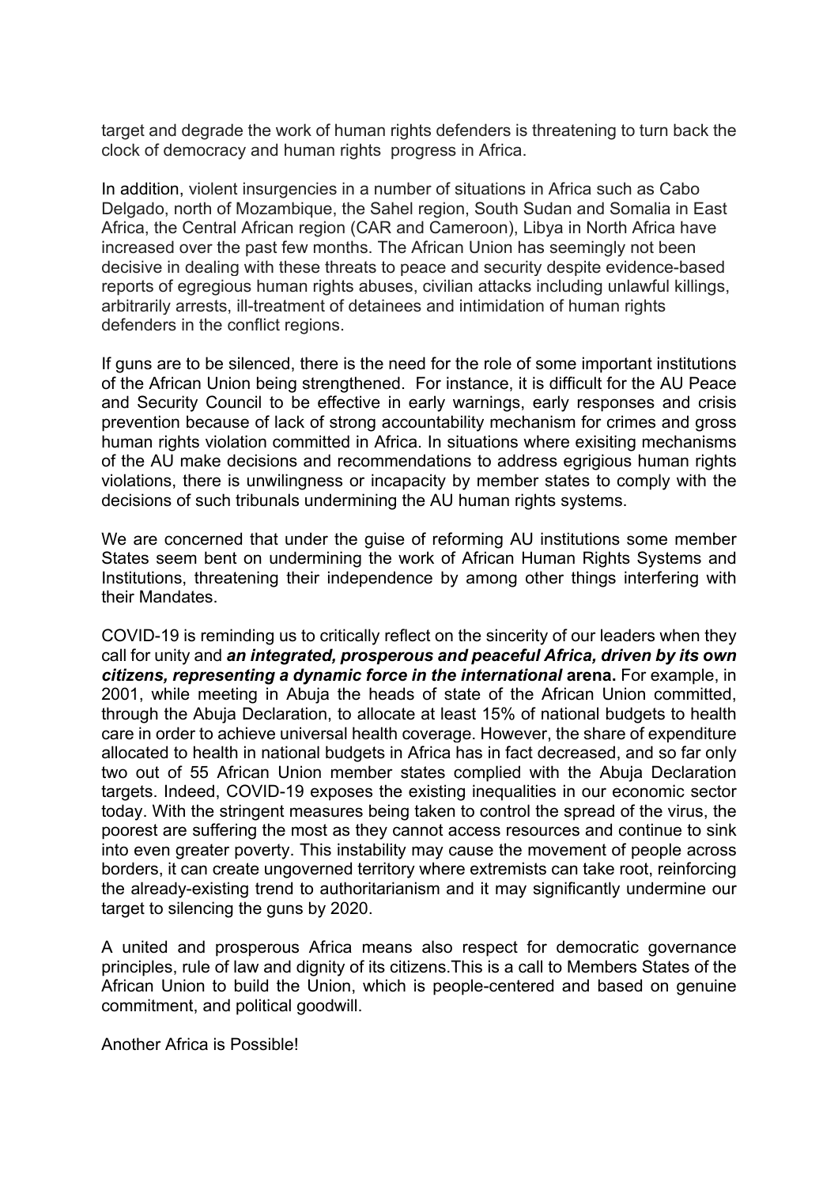target and degrade the work of human rights defenders is threatening to turn back the clock of democracy and human rights progress in Africa.

In addition, violent insurgencies in a number of situations in Africa such as Cabo Delgado, north of Mozambique, the Sahel region, South Sudan and Somalia in East Africa, the Central African region (CAR and Cameroon), Libya in North Africa have increased over the past few months. The African Union has seemingly not been decisive in dealing with these threats to peace and security despite evidence-based reports of egregious human rights abuses, civilian attacks including unlawful killings, arbitrarily arrests, ill-treatment of detainees and intimidation of human rights defenders in the conflict regions.

If guns are to be silenced, there is the need for the role of some important institutions of the African Union being strengthened. For instance, it is difficult for the AU Peace and Security Council to be effective in early warnings, early responses and crisis prevention because of lack of strong accountability mechanism for crimes and gross human rights violation committed in Africa. In situations where exisiting mechanisms of the AU make decisions and recommendations to address egrigious human rights violations, there is unwilingness or incapacity by member states to comply with the decisions of such tribunals undermining the AU human rights systems.

We are concerned that under the guise of reforming AU institutions some member States seem bent on undermining the work of African Human Rights Systems and Institutions, threatening their independence by among other things interfering with their Mandates.

COVID-19 is reminding us to critically reflect on the sincerity of our leaders when they call for unity and ***an integrated, prosperous and peaceful Africa, driven by its own citizens, representing a dynamic force in the international*** **arena.** For example, in 2001, while meeting in Abuja the heads of state of the African Union committed, through the Abuja Declaration, to allocate at least 15% of national budgets to health care in order to achieve universal health coverage. However, the share of expenditure allocated to health in national budgets in Africa has in fact decreased, and so far only two out of 55 African Union member states complied with the Abuja Declaration targets. Indeed, COVID-19 exposes the existing inequalities in our economic sector today. With the stringent measures being taken to control the spread of the virus, the poorest are suffering the most as they cannot access resources and continue to sink into even greater poverty. This instability may cause the movement of people across borders, it can create ungoverned territory where extremists can take root, reinforcing the already-existing trend to authoritarianism and it may significantly undermine our target to silencing the guns by 2020.

A united and prosperous Africa means also respect for democratic governance principles, rule of law and dignity of its citizens.This is a call to Members States of the African Union to build the Union, which is people-centered and based on genuine commitment, and political goodwill.

Another Africa is Possible!